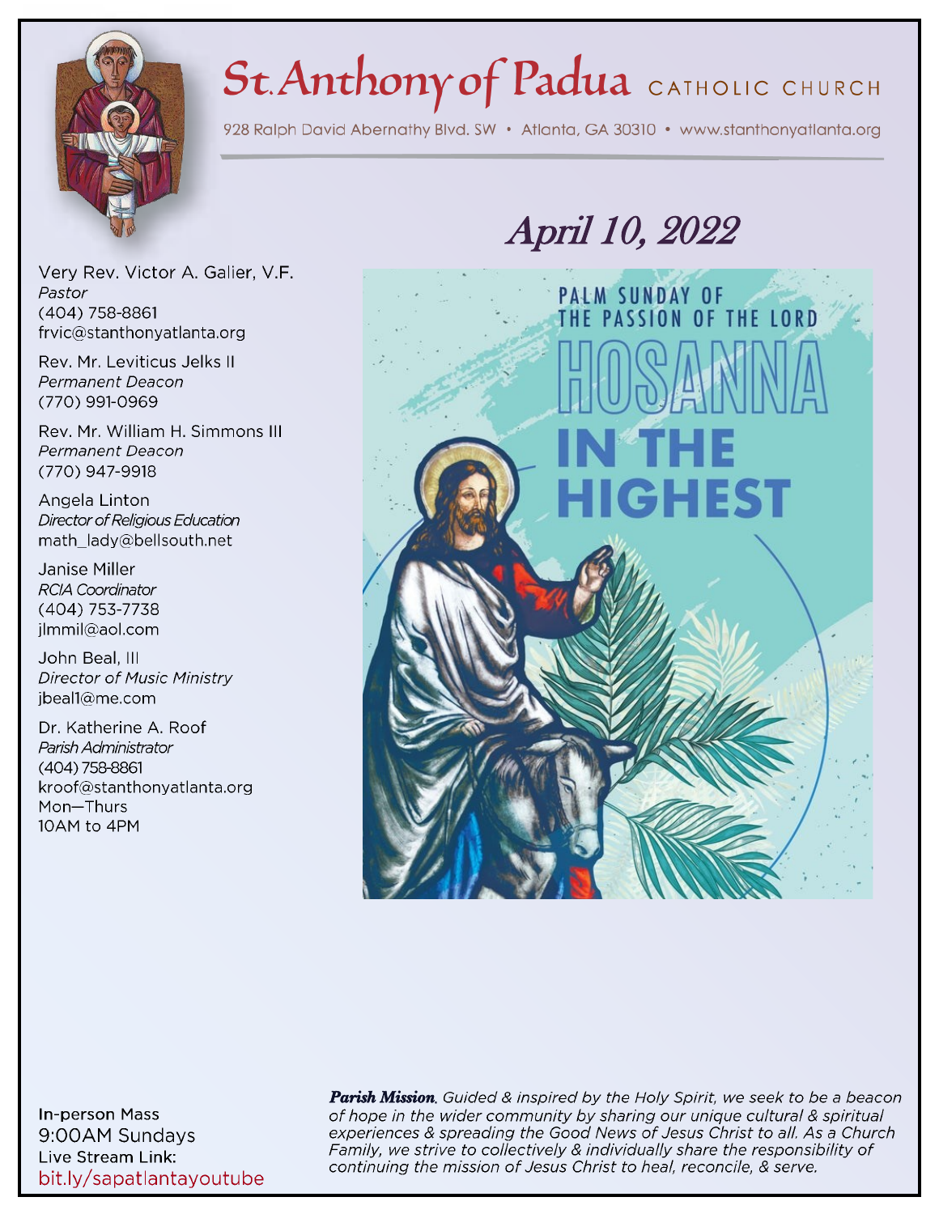# St. Anthony of Padua CATHOLIC CHURCH

928 Ralph David Abernathy Blvd. SW • Atlanta, GA 30310 • www.stanthonyatlanta.org

## April 10, 2022

PALM SUNDAY OF THE PASSION OF THE LORD

HOSANNA IN THE HIGHEST

Very Rev. Victor A. Galier, V.F.
*Pastor*
(404) 758-8861
frvic@stanthonyatlanta.org

Rev. Mr. Leviticus Jelks II
*Permanent Deacon*
(770) 991-0969

Rev. Mr. William H. Simmons III
*Permanent Deacon*
(770) 947-9918

Angela Linton
*Director of Religious Education*
math_lady@bellsouth.net

Janise Miller
*RCIA Coordinator*
(404) 753-7738
jlmmil@aol.com

John Beal, III
*Director of Music Ministry*
jbeal1@me.com

Dr. Katherine A. Roof
*Parish Administrator*
(404) 758-8861
kroof@stanthonyatlanta.org
Mon—Thurs
10AM to 4PM

In-person Mass
9:00AM Sundays
Live Stream Link:
bit.ly/sapatlantayoutube

***Parish Mission**. Guided & inspired by the Holy Spirit, we seek to be a beacon of hope in the wider community by sharing our unique cultural & spiritual experiences & spreading the Good News of Jesus Christ to all. As a Church Family, we strive to collectively & individually share the responsibility of continuing the mission of Jesus Christ to heal, reconcile, & serve.*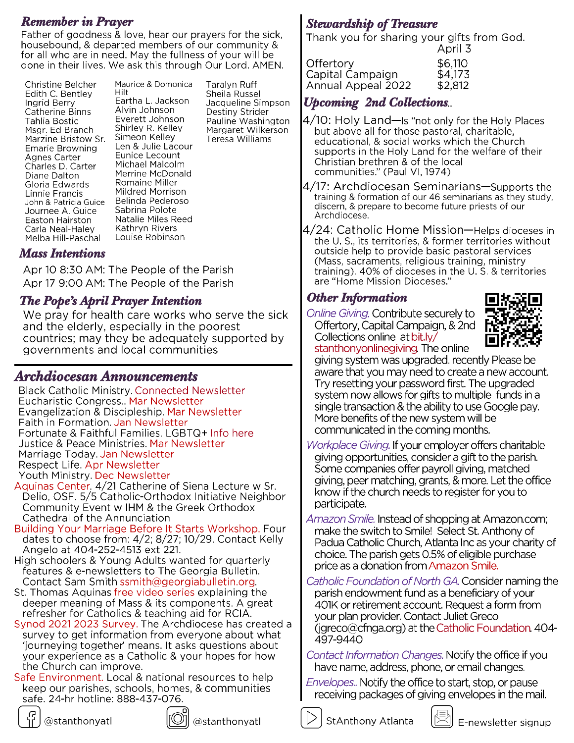## Remember in Prayer

Father of goodness & love, hear our prayers for the sick, housebound, & departed members of our community & for all who are in need. May the fullness of your will be done in their lives. We ask this through Our Lord. AMEN.

Christine Belcher
Edith C. Bentley
Ingrid Berry
Catherine Binns
Tahlia Bostic
Msgr. Ed Branch
Marzine Bristow Sr.
Emarie Browning
Agnes Carter
Charles D. Carter
Diane Dalton
Gloria Edwards
Linnie Francis
John & Patricia Guice
Journee A. Guice
Easton Hairston
Carla Neal-Haley
Melba Hill-Paschal
Maurice & Domonica Hilt
Eartha L. Jackson
Alvin Johnson
Everett Johnson
Shirley R. Kelley
Simeon Kelley
Len & Julie Lacour
Eunice Lecount
Michael Malcolm
Merrine McDonald
Romaine Miller
Mildred Morrison
Belinda Pederoso
Sabrina Polote
Natalie Miles Reed
Kathryn Rivers
Louise Robinson
Taralyn Ruff
Sheila Russel
Jacqueline Simpson
Destiny Strider
Pauline Washington
Margaret Wilkerson
Teresa Williams

## Mass Intentions

Apr 10 8:30 AM: The People of the Parish
Apr 17 9:00 AM: The People of the Parish

## The Pope's April Prayer Intention

We pray for health care works who serve the sick and the elderly, especially in the poorest countries; may they be adequately supported by governments and local communities

## Archdiocesan Announcements

Black Catholic Ministry. Connected Newsletter
Eucharistic Congress.. Mar Newsletter
Evangelization & Discipleship. Mar Newsletter
Faith in Formation. Jan Newsletter
Fortunate & Faithful Families. LGBTQ+ Info here
Justice & Peace Ministries. Mar Newsletter
Marriage Today. Jan Newsletter
Respect Life. Apr Newsletter
Youth Ministry. Dec Newsletter

Aquinas Center. 4/21 Catherine of Siena Lecture w Sr. Delio, OSF. 5/5 Catholic-Orthodox Initiative Neighbor Community Event w IHM & the Greek Orthodox Cathedral of the Annunciation

Building Your Marriage Before It Starts Workshop. Four dates to choose from: 4/2; 8/27; 10/29. Contact Kelly Angelo at 404-252-4513 ext 221.

High schoolers & Young Adults wanted for quarterly features & e-newsletters to The Georgia Bulletin. Contact Sam Smith ssmith@georgiabulletin.org.

St. Thomas Aquinas free video series explaining the deeper meaning of Mass & its components. A great refresher for Catholics & teaching aid for RCIA.

Synod 2021 2023 Survey. The Archdiocese has created a survey to get information from everyone about what 'journeying together' means. It asks questions about your experience as a Catholic & your hopes for how the Church can improve.

Safe Environment. Local & national resources to help keep our parishes, schools, homes, & communities safe. 24-hr hotline: 888-437-076.

## Stewardship of Treasure

Thank you for sharing your gifts from God.

| | April 3 |
|---|---|
| Offertory | $6,110 |
| Capital Campaign | $4,173 |
| Annual Appeal 2022 | $2,812 |

## Upcoming 2nd Collections..

4/10: Holy Land—Is "not only for the Holy Places but above all for those pastoral, charitable, educational, & social works which the Church supports in the Holy Land for the welfare of their Christian brethren & of the local communities." (Paul VI, 1974)

4/17: Archdiocesan Seminarians—Supports the training & formation of our 46 seminarians as they study, discern, & prepare to become future priests of our Archdiocese.

4/24: Catholic Home Mission—Helps dioceses in the U. S., its territories, & former territories without outside help to provide basic pastoral services (Mass, sacraments, religious training, ministry training). 40% of dioceses in the U. S. & territories are "Home Mission Dioceses."

## Other Information

*Online Giving.* Contribute securely to Offertory, Capital Campaign, & 2nd Collections online at bit.ly/stanthonyonlinegiving. The online giving system was upgraded. recently Please be aware that you may need to create a new account. Try resetting your password first. The upgraded system now allows for gifts to multiple funds in a single transaction & the ability to use Google pay. More benefits of the new system will be communicated in the coming months.

*Workplace Giving.* If your employer offers charitable giving opportunities, consider a gift to the parish. Some companies offer payroll giving, matched giving, peer matching, grants, & more. Let the office know if the church needs to register for you to participate.

*Amazon Smile.* Instead of shopping at Amazon.com; make the switch to Smile! Select St. Anthony of Padua Catholic Church, Atlanta Inc as your charity of choice. The parish gets 0.5% of eligible purchase price as a donation from Amazon Smile.

*Catholic Foundation of North GA.* Consider naming the parish endowment fund as a beneficiary of your 401K or retirement account. Request a form from your plan provider. Contact Juliet Greco (jgreco@cfnga.org) at the Catholic Foundation. 404-497-9440

*Contact Information Changes.* Notify the office if you have name, address, phone, or email changes.

*Envelopes..* Notify the office to start, stop, or pause receiving packages of giving envelopes in the mail.

@stanthonyatl @stanthonyatl StAnthony Atlanta E-newsletter signup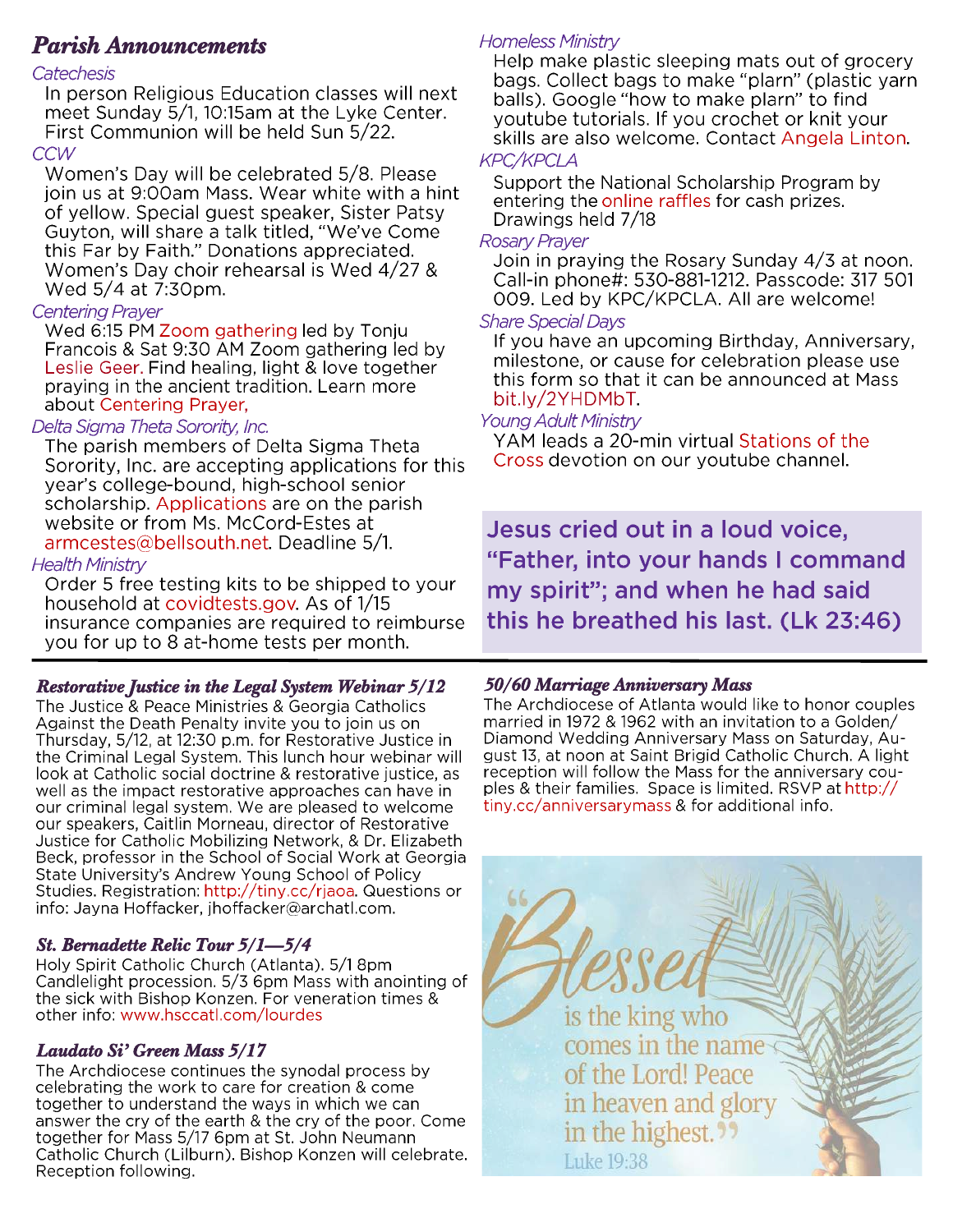# Parish Announcements

*Catechesis*

In person Religious Education classes will next meet Sunday 5/1, 10:15am at the Lyke Center. First Communion will be held Sun 5/22.

*CCW*

Women's Day will be celebrated 5/8. Please join us at 9:00am Mass. Wear white with a hint of yellow. Special guest speaker, Sister Patsy Guyton, will share a talk titled, "We've Come this Far by Faith." Donations appreciated. Women's Day choir rehearsal is Wed 4/27 & Wed 5/4 at 7:30pm.

*Centering Prayer*

Wed 6:15 PM Zoom gathering led by Tonju Francois & Sat 9:30 AM Zoom gathering led by Leslie Geer. Find healing, light & love together praying in the ancient tradition. Learn more about Centering Prayer,

*Delta Sigma Theta Sorority, Inc.*

The parish members of Delta Sigma Theta Sorority, Inc. are accepting applications for this year's college-bound, high-school senior scholarship. Applications are on the parish website or from Ms. McCord-Estes at armcestes@bellsouth.net. Deadline 5/1.

*Health Ministry*

Order 5 free testing kits to be shipped to your household at covidtests.gov. As of 1/15 insurance companies are required to reimburse you for up to 8 at-home tests per month.

*Homeless Ministry*

Help make plastic sleeping mats out of grocery bags. Collect bags to make "plarn" (plastic yarn balls). Google "how to make plarn" to find youtube tutorials. If you crochet or knit your skills are also welcome. Contact Angela Linton.

*KPC/KPCLA*

Support the National Scholarship Program by entering the online raffles for cash prizes. Drawings held 7/18

*Rosary Prayer*

Join in praying the Rosary Sunday 4/3 at noon. Call-in phone#: 530-881-1212. Passcode: 317 501 009. Led by KPC/KPCLA. All are welcome!

*Share Special Days*

If you have an upcoming Birthday, Anniversary, milestone, or cause for celebration please use this form so that it can be announced at Mass bit.ly/2YHDMbT.

*Young Adult Ministry*

YAM leads a 20-min virtual Stations of the Cross devotion on our youtube channel.

**Jesus cried out in a loud voice, "Father, into your hands I command my spirit"; and when he had said this he breathed his last. (Lk 23:46)**

### Restorative Justice in the Legal System Webinar 5/12

The Justice & Peace Ministries & Georgia Catholics Against the Death Penalty invite you to join us on Thursday, 5/12, at 12:30 p.m. for Restorative Justice in the Criminal Legal System. This lunch hour webinar will look at Catholic social doctrine & restorative justice, as well as the impact restorative approaches can have in our criminal legal system. We are pleased to welcome our speakers, Caitlin Morneau, director of Restorative Justice for Catholic Mobilizing Network, & Dr. Elizabeth Beck, professor in the School of Social Work at Georgia State University's Andrew Young School of Policy Studies. Registration: http://tiny.cc/rjaoa. Questions or info: Jayna Hoffacker, jhoffacker@archatl.com.

### St. Bernadette Relic Tour 5/1—5/4

Holy Spirit Catholic Church (Atlanta). 5/1 8pm Candlelight procession. 5/3 6pm Mass with anointing of the sick with Bishop Konzen. For veneration times & other info: www.hsccatl.com/lourdes

### Laudato Si' Green Mass 5/17

The Archdiocese continues the synodal process by celebrating the work to care for creation & come together to understand the ways in which we can answer the cry of the earth & the cry of the poor. Come together for Mass 5/17 6pm at St. John Neumann Catholic Church (Lilburn). Bishop Konzen will celebrate. Reception following.

### 50/60 Marriage Anniversary Mass

The Archdiocese of Atlanta would like to honor couples married in 1972 & 1962 with an invitation to a Golden/ Diamond Wedding Anniversary Mass on Saturday, August 13, at noon at Saint Brigid Catholic Church. A light reception will follow the Mass for the anniversary couples & their families. Space is limited. RSVP at http://tiny.cc/anniversarymass & for additional info.

"Blessed is the king who comes in the name of the Lord! Peace in heaven and glory in the highest." Luke 19:38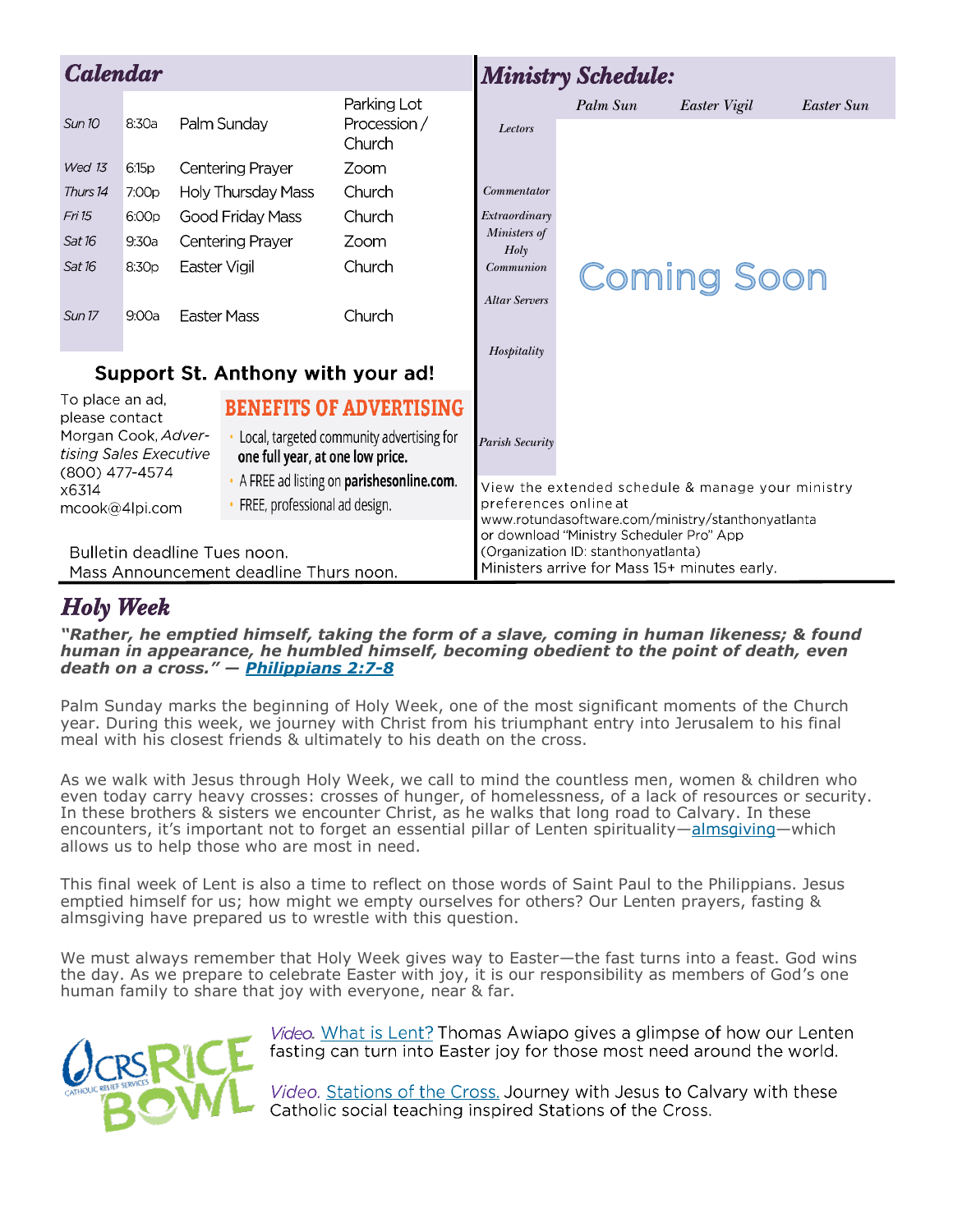## Calendar

| | | | |
|---|---|---|---|
| Sun 10 | 8:30a | Palm Sunday | Parking Lot Procession / Church |
| Wed 13 | 6:15p | Centering Prayer | Zoom |
| Thurs 14 | 7:00p | Holy Thursday Mass | Church |
| Fri 15 | 6:00p | Good Friday Mass | Church |
| Sat 16 | 9:30a | Centering Prayer | Zoom |
| Sat 16 | 8:30p | Easter Vigil | Church |
| Sun 17 | 9:00a | Easter Mass | Church |

### Support St. Anthony with your ad!

To place an ad, please contact Morgan Cook, *Advertising Sales Executive* (800) 477-4574 x6314 mcook@4lpi.com

**BENEFITS OF ADVERTISING**

- Local, targeted community advertising for **one full year, at one low price.**
- A FREE ad listing on **parishesonline.com.**
- FREE, professional ad design.

Bulletin deadline Tues noon.
Mass Announcement deadline Thurs noon.

## Ministry Schedule:

| | Palm Sun | Easter Vigil | Easter Sun |
|---|---|---|---|
| Lectors | Coming Soon | | |
| Commentator | | | |
| Extraordinary Ministers of Holy Communion | | | |
| Altar Servers | | | |
| Hospitality | | | |
| Parish Security | | | |

View the extended schedule & manage your ministry preferences online at www.rotundasoftware.com/ministry/stanthonyatlanta or download "Ministry Scheduler Pro" App (Organization ID: stanthonyatlanta)
Ministers arrive for Mass 15+ minutes early.

## Holy Week

***"Rather, he emptied himself, taking the form of a slave, coming in human likeness; & found human in appearance, he humbled himself, becoming obedient to the point of death, even death on a cross." — Philippians 2:7-8***

Palm Sunday marks the beginning of Holy Week, one of the most significant moments of the Church year. During this week, we journey with Christ from his triumphant entry into Jerusalem to his final meal with his closest friends & ultimately to his death on the cross.

As we walk with Jesus through Holy Week, we call to mind the countless men, women & children who even today carry heavy crosses: crosses of hunger, of homelessness, of a lack of resources or security. In these brothers & sisters we encounter Christ, as he walks that long road to Calvary. In these encounters, it's important not to forget an essential pillar of Lenten spirituality—almsgiving—which allows us to help those who are most in need.

This final week of Lent is also a time to reflect on those words of Saint Paul to the Philippians. Jesus emptied himself for us; how might we empty ourselves for others? Our Lenten prayers, fasting & almsgiving have prepared us to wrestle with this question.

We must always remember that Holy Week gives way to Easter—the fast turns into a feast. God wins the day. As we prepare to celebrate Easter with joy, it is our responsibility as members of God's one human family to share that joy with everyone, near & far.

CRS RICE BOWL
CATHOLIC RELIEF SERVICES

*Video.* What is Lent? Thomas Awiapo gives a glimpse of how our Lenten fasting can turn into Easter joy for those most need around the world.

*Video.* Stations of the Cross. Journey with Jesus to Calvary with these Catholic social teaching inspired Stations of the Cross.